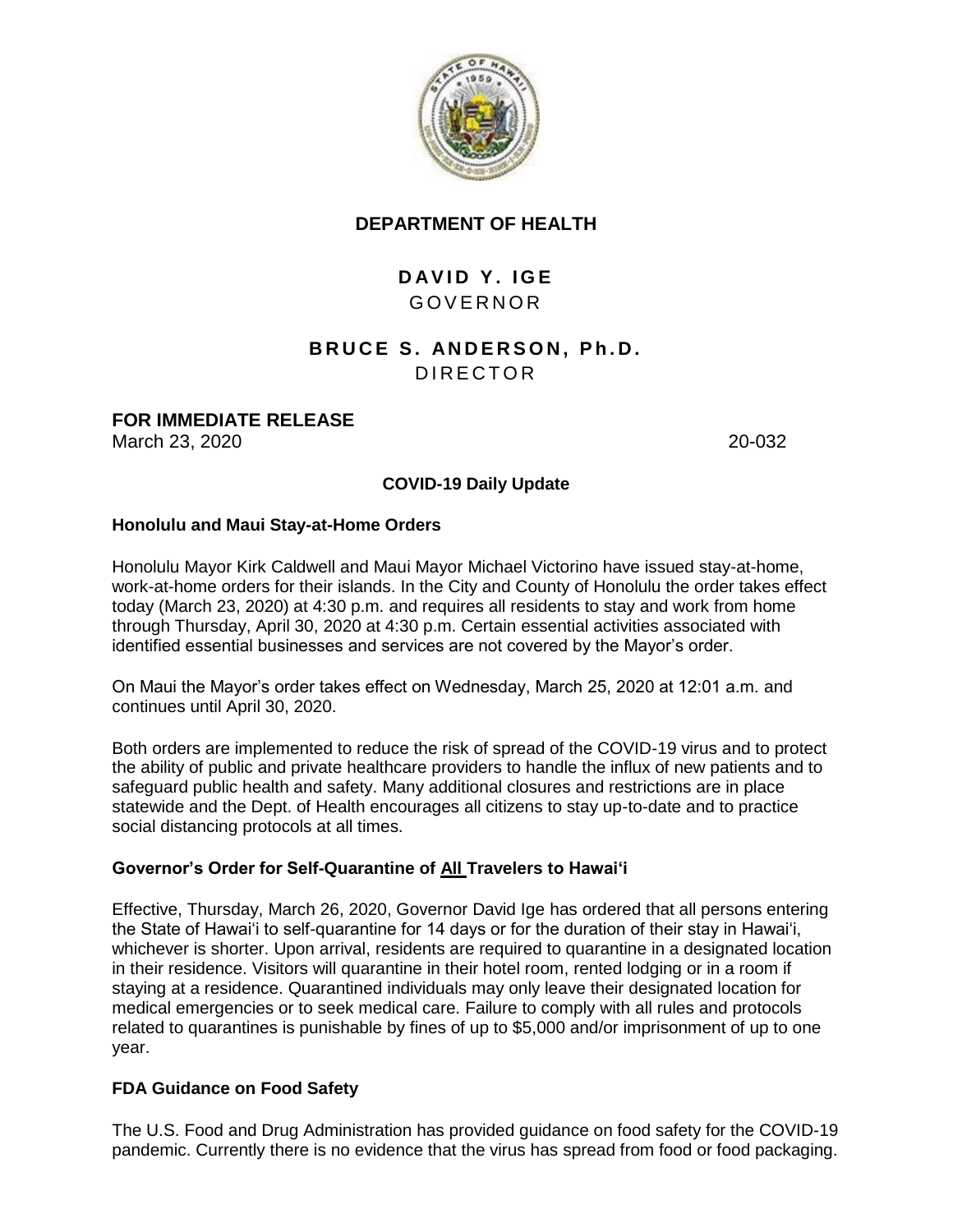**DEPARTMENT OF HEALTH**

**DAVID Y. IGE**
GOVERNOR

**BRUCE S. ANDERSON, Ph.D.**
DIRECTOR

**FOR IMMEDIATE RELEASE**
March 23, 2020 20-032

**COVID-19 Daily Update**

**Honolulu and Maui Stay-at-Home Orders**

Honolulu Mayor Kirk Caldwell and Maui Mayor Michael Victorino have issued stay-at-home, work-at-home orders for their islands. In the City and County of Honolulu the order takes effect today (March 23, 2020) at 4:30 p.m. and requires all residents to stay and work from home through Thursday, April 30, 2020 at 4:30 p.m. Certain essential activities associated with identified essential businesses and services are not covered by the Mayor's order.

On Maui the Mayor's order takes effect on Wednesday, March 25, 2020 at 12:01 a.m. and continues until April 30, 2020.

Both orders are implemented to reduce the risk of spread of the COVID-19 virus and to protect the ability of public and private healthcare providers to handle the influx of new patients and to safeguard public health and safety. Many additional closures and restrictions are in place statewide and the Dept. of Health encourages all citizens to stay up-to-date and to practice social distancing protocols at all times.

**Governor's Order for Self-Quarantine of <u>All</u> Travelers to Hawai'i**

Effective, Thursday, March 26, 2020, Governor David Ige has ordered that all persons entering the State of Hawai'i to self-quarantine for 14 days or for the duration of their stay in Hawai'i, whichever is shorter. Upon arrival, residents are required to quarantine in a designated location in their residence. Visitors will quarantine in their hotel room, rented lodging or in a room if staying at a residence. Quarantined individuals may only leave their designated location for medical emergencies or to seek medical care. Failure to comply with all rules and protocols related to quarantines is punishable by fines of up to $5,000 and/or imprisonment of up to one year.

**FDA Guidance on Food Safety**

The U.S. Food and Drug Administration has provided guidance on food safety for the COVID-19 pandemic. Currently there is no evidence that the virus has spread from food or food packaging.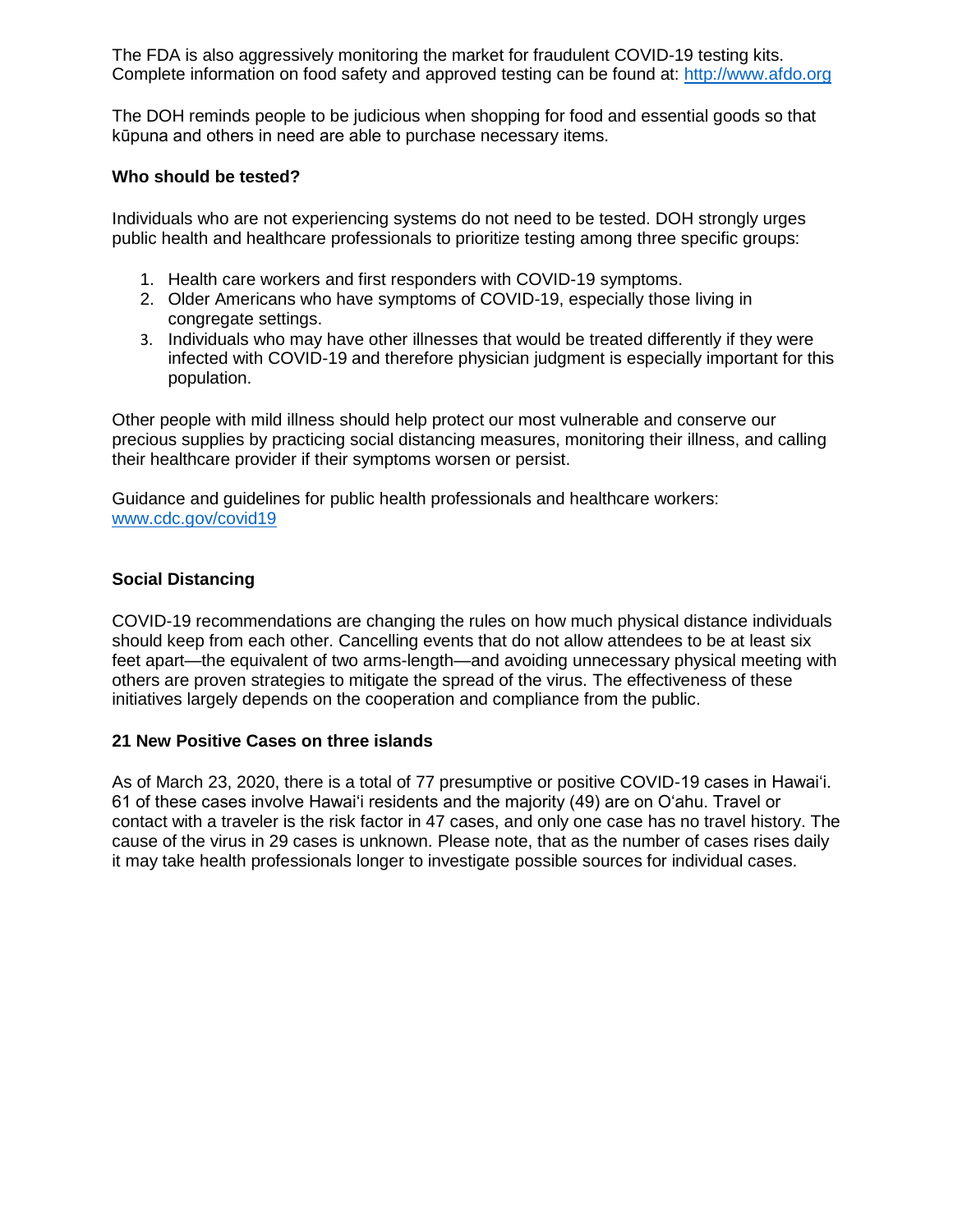The FDA is also aggressively monitoring the market for fraudulent COVID-19 testing kits. Complete information on food safety and approved testing can be found at: http://www.afdo.org

The DOH reminds people to be judicious when shopping for food and essential goods so that kūpuna and others in need are able to purchase necessary items.

**Who should be tested?**

Individuals who are not experiencing systems do not need to be tested. DOH strongly urges public health and healthcare professionals to prioritize testing among three specific groups:

1. Health care workers and first responders with COVID-19 symptoms.
2. Older Americans who have symptoms of COVID-19, especially those living in congregate settings.
3. Individuals who may have other illnesses that would be treated differently if they were infected with COVID-19 and therefore physician judgment is especially important for this population.

Other people with mild illness should help protect our most vulnerable and conserve our precious supplies by practicing social distancing measures, monitoring their illness, and calling their healthcare provider if their symptoms worsen or persist.

Guidance and guidelines for public health professionals and healthcare workers: www.cdc.gov/covid19

**Social Distancing**

COVID-19 recommendations are changing the rules on how much physical distance individuals should keep from each other. Cancelling events that do not allow attendees to be at least six feet apart—the equivalent of two arms-length—and avoiding unnecessary physical meeting with others are proven strategies to mitigate the spread of the virus. The effectiveness of these initiatives largely depends on the cooperation and compliance from the public.

**21 New Positive Cases on three islands**

As of March 23, 2020, there is a total of 77 presumptive or positive COVID-19 cases in Hawaiʻi. 61 of these cases involve Hawaiʻi residents and the majority (49) are on Oʻahu. Travel or contact with a traveler is the risk factor in 47 cases, and only one case has no travel history. The cause of the virus in 29 cases is unknown. Please note, that as the number of cases rises daily it may take health professionals longer to investigate possible sources for individual cases.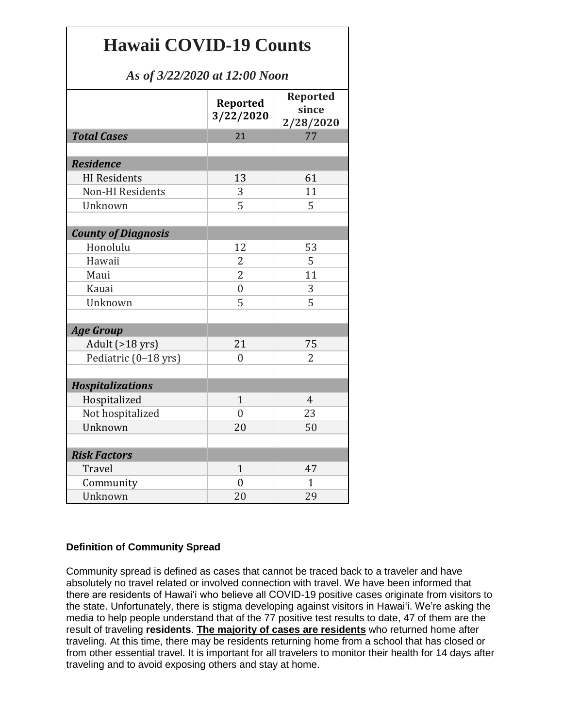# Hawaii COVID-19 Counts

*As of 3/22/2020 at 12:00 Noon*

| | Reported 3/22/2020 | Reported since 2/28/2020 |
|---|---|---|
| ***Total Cases*** | 21 | 77 |
| | | |
| ***Residence*** | | |
| HI Residents | 13 | 61 |
| Non-HI Residents | 3 | 11 |
| Unknown | 5 | 5 |
| | | |
| ***County of Diagnosis*** | | |
| Honolulu | 12 | 53 |
| Hawaii | 2 | 5 |
| Maui | 2 | 11 |
| Kauai | 0 | 3 |
| Unknown | 5 | 5 |
| | | |
| ***Age Group*** | | |
| Adult (>18 yrs) | 21 | 75 |
| Pediatric (0–18 yrs) | 0 | 2 |
| | | |
| ***Hospitalizations*** | | |
| Hospitalized | 1 | 4 |
| Not hospitalized | 0 | 23 |
| Unknown | 20 | 50 |
| | | |
| ***Risk Factors*** | | |
| Travel | 1 | 47 |
| Community | 0 | 1 |
| Unknown | 20 | 29 |

**Definition of Community Spread**

Community spread is defined as cases that cannot be traced back to a traveler and have absolutely no travel related or involved connection with travel. We have been informed that there are residents of Hawai'i who believe all COVID-19 positive cases originate from visitors to the state. Unfortunately, there is stigma developing against visitors in Hawai'i. We're asking the media to help people understand that of the 77 positive test results to date, 47 of them are the result of traveling **residents**. **<u>The majority of cases are residents</u>** who returned home after traveling. At this time, there may be residents returning home from a school that has closed or from other essential travel. It is important for all travelers to monitor their health for 14 days after traveling and to avoid exposing others and stay at home.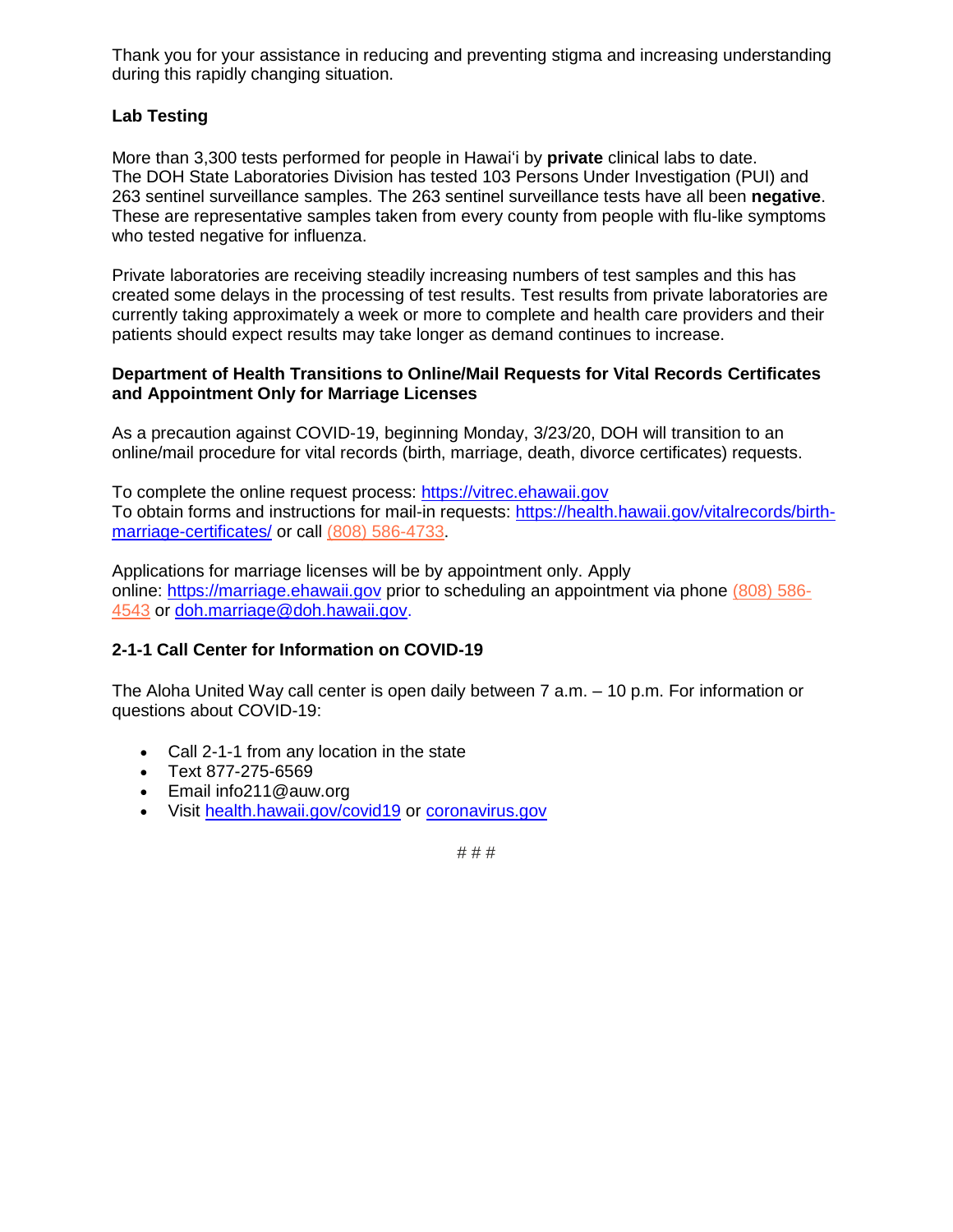Thank you for your assistance in reducing and preventing stigma and increasing understanding during this rapidly changing situation.

**Lab Testing**

More than 3,300 tests performed for people in Hawaiʻi by **private** clinical labs to date. The DOH State Laboratories Division has tested 103 Persons Under Investigation (PUI) and 263 sentinel surveillance samples. The 263 sentinel surveillance tests have all been **negative**. These are representative samples taken from every county from people with flu-like symptoms who tested negative for influenza.

Private laboratories are receiving steadily increasing numbers of test samples and this has created some delays in the processing of test results. Test results from private laboratories are currently taking approximately a week or more to complete and health care providers and their patients should expect results may take longer as demand continues to increase.

**Department of Health Transitions to Online/Mail Requests for Vital Records Certificates and Appointment Only for Marriage Licenses**

As a precaution against COVID-19, beginning Monday, 3/23/20, DOH will transition to an online/mail procedure for vital records (birth, marriage, death, divorce certificates) requests.

To complete the online request process: https://vitrec.ehawaii.gov
To obtain forms and instructions for mail-in requests: https://health.hawaii.gov/vitalrecords/birth-marriage-certificates/ or call (808) 586-4733.

Applications for marriage licenses will be by appointment only. Apply online: https://marriage.ehawaii.gov prior to scheduling an appointment via phone (808) 586-4543 or doh.marriage@doh.hawaii.gov.

**2-1-1 Call Center for Information on COVID-19**

The Aloha United Way call center is open daily between 7 a.m. – 10 p.m. For information or questions about COVID-19:

- Call 2-1-1 from any location in the state
- Text 877-275-6569
- Email info211@auw.org
- Visit health.hawaii.gov/covid19 or coronavirus.gov

# # #